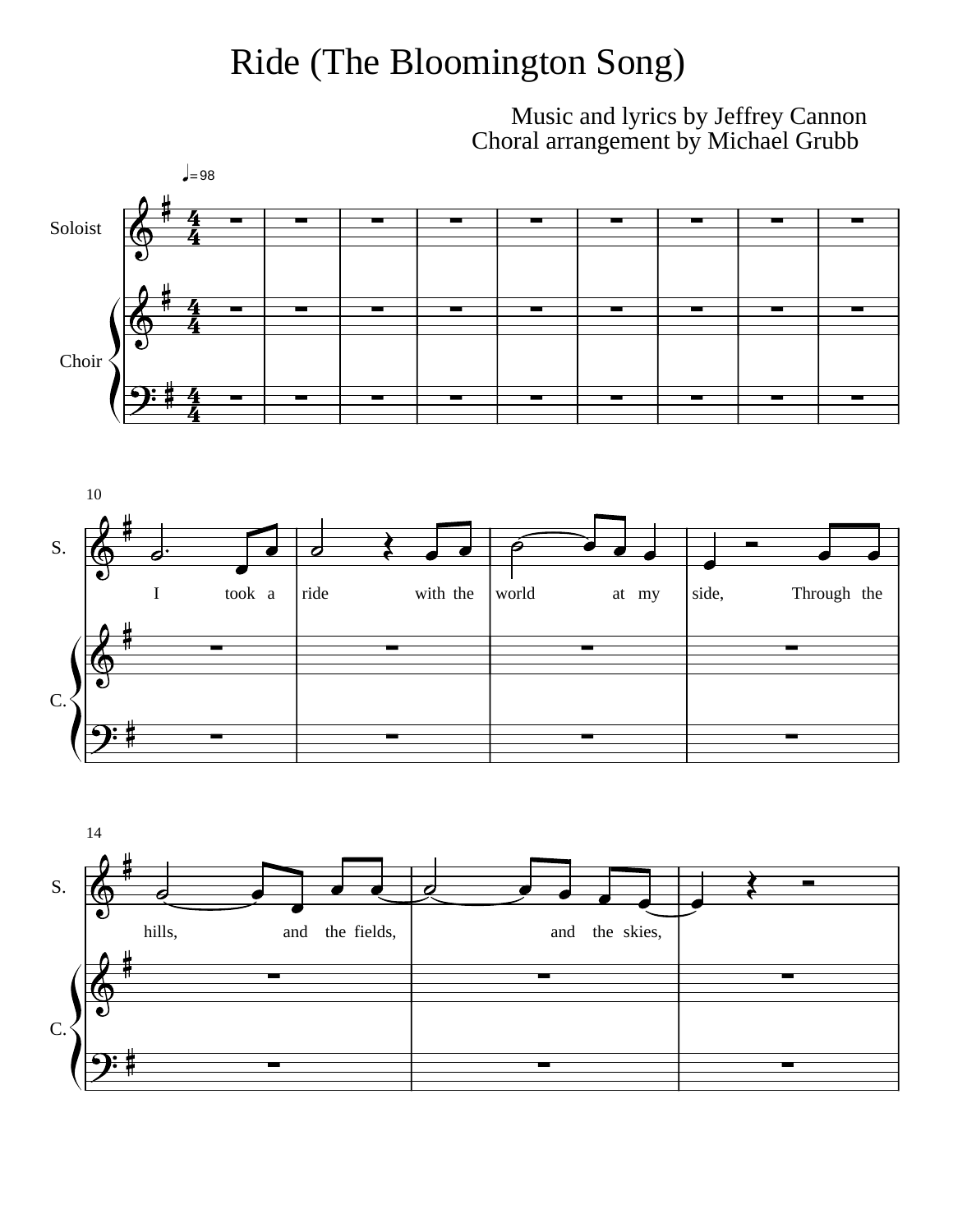# Ride (The Bloomington Song)

Music and lyrics by Jeffrey Cannon
Choral arrangement by Michael Grubb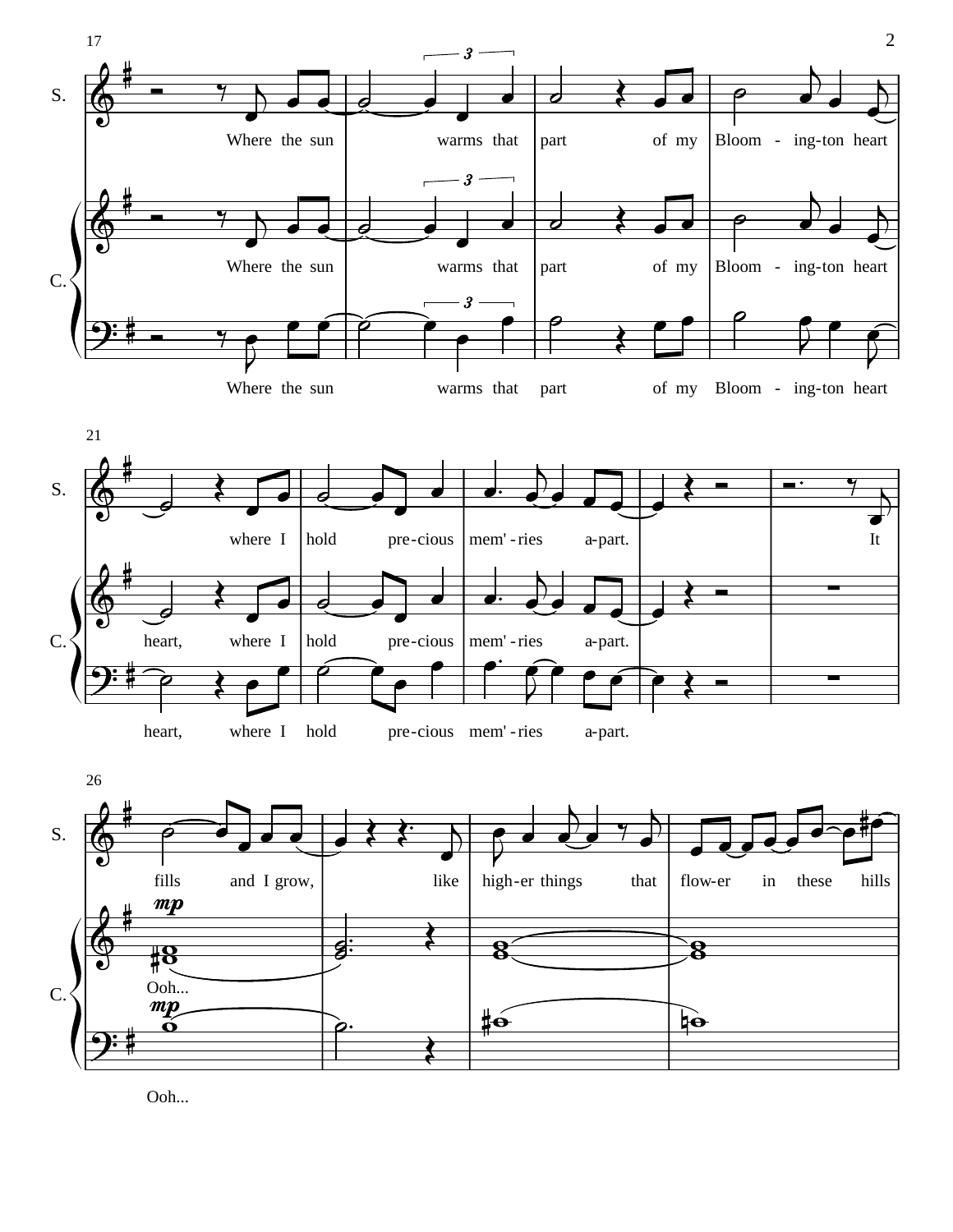S.

Where the sun warms that part of my Bloom - ing-ton heart

where I hold pre-cious mem' - ries a-part. It

fills and I grow, like high-er things that flow-er in these hills

C.

Where the sun warms that part of my Bloom - ing-ton heart

heart, where I hold pre-cious mem' - ries a-part.

*mp*

Ooh...

Where the sun warms that part of my Bloom - ing-ton heart

heart, where I hold pre-cious mem' - ries a-part.

*mp*

Ooh...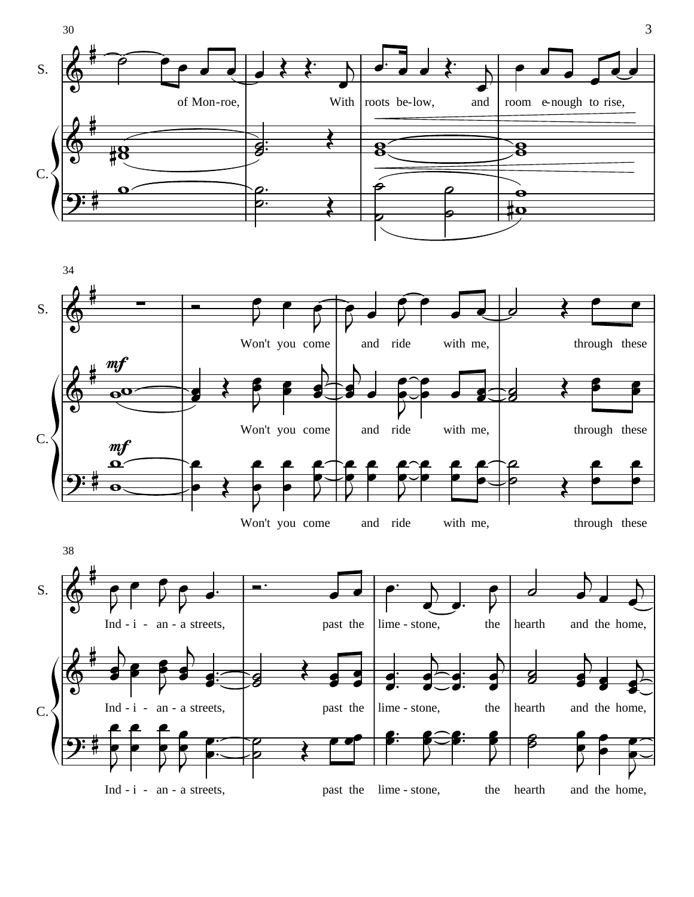S.

of Mon-roe, With roots be-low, and room e-nough to rise,

C.

S.

Won't you come and ride with me, through these

C.

Won't you come and ride with me, through these

Won't you come and ride with me, through these

S.

Ind - i - an - a streets, past the lime - stone, the hearth and the home,

C.

Ind - i - an - a streets, past the lime - stone, the hearth and the home,

Ind - i - an - a streets, past the lime - stone, the hearth and the home,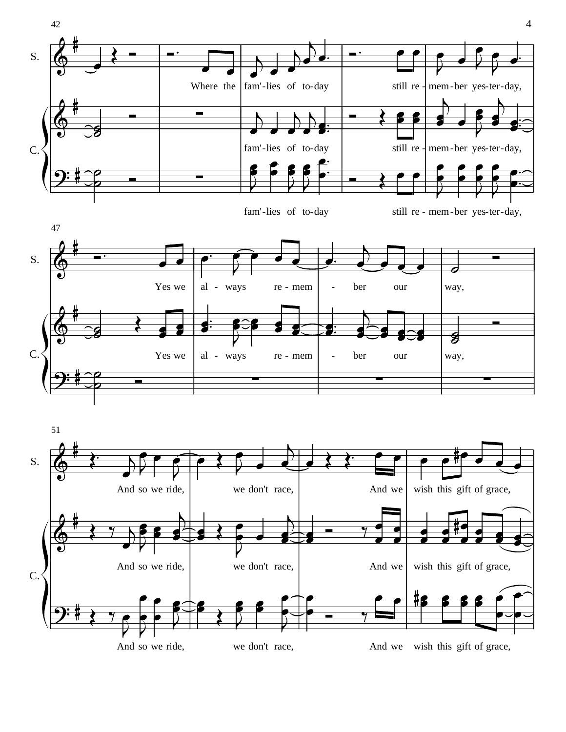S.

Where the fam'-lies of to-day still re - mem - ber yes-ter-day,

C.

fam'-lies of to-day still re - mem - ber yes-ter-day,

fam'-lies of to-day still re - mem - ber yes-ter-day,

S.

Yes we al - ways re - mem - ber our way,

C.

Yes we al - ways re - mem - ber our way,

S.

And so we ride, we don't race, And we wish this gift of grace,

C.

And so we ride, we don't race, And we wish this gift of grace,

And so we ride, we don't race, And we wish this gift of grace,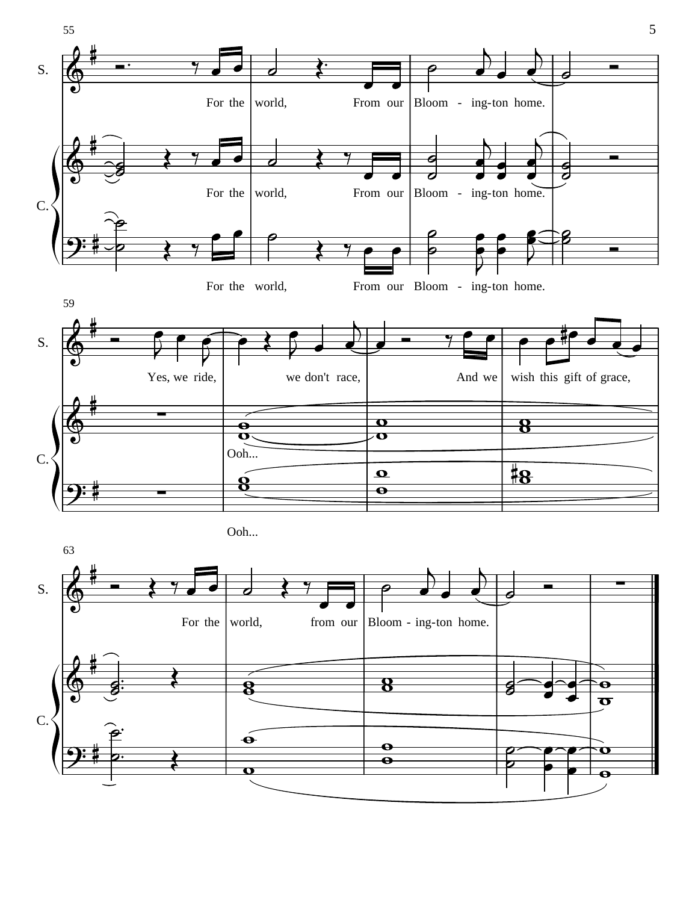55

S. For the world, From our Bloom - ing-ton home.

C. For the world, From our Bloom - ing-ton home.

For the world, From our Bloom - ing-ton home.

59

S. Yes, we ride, we don't race, And we wish this gift of grace,

C. Ooh...

Ooh...

63

S. For the world, from our Bloom - ing-ton home.

C.